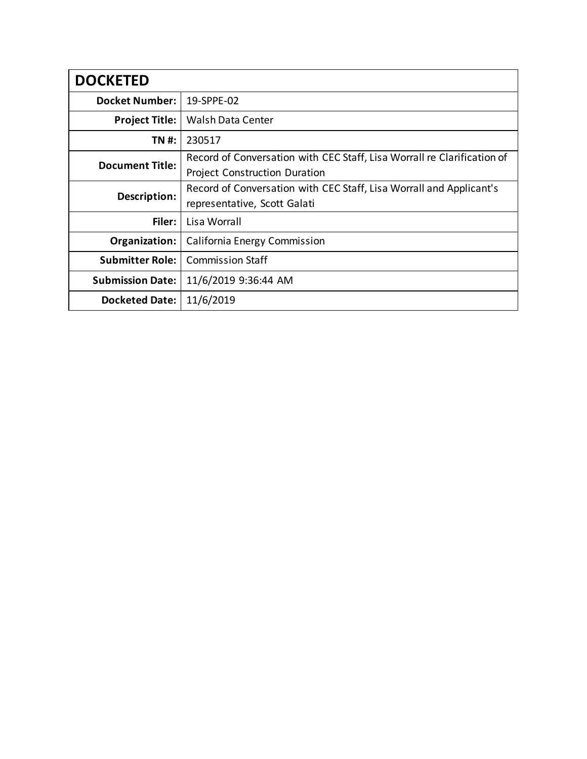| DOCKETED | |
|---|---|
| **Docket Number:** | 19-SPPE-02 |
| **Project Title:** | Walsh Data Center |
| **TN #:** | 230517 |
| **Document Title:** | Record of Conversation with CEC Staff, Lisa Worrall re Clarification of Project Construction Duration |
| **Description:** | Record of Conversation with CEC Staff, Lisa Worrall and Applicant's representative, Scott Galati |
| **Filer:** | Lisa Worrall |
| **Organization:** | California Energy Commission |
| **Submitter Role:** | Commission Staff |
| **Submission Date:** | 11/6/2019 9:36:44 AM |
| **Docketed Date:** | 11/6/2019 |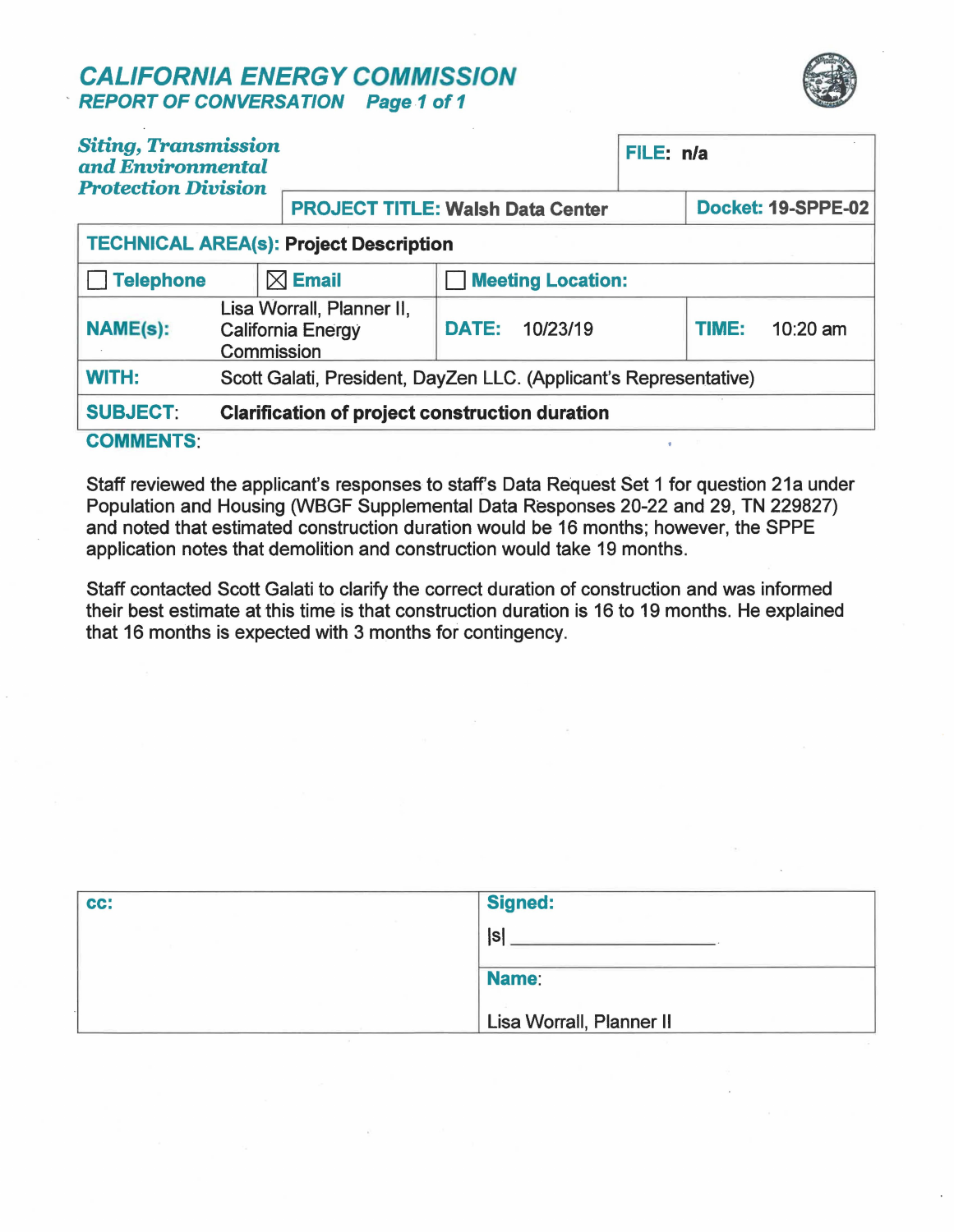# CALIFORNIA ENERGY COMMISSION

***REPORT OF CONVERSATION*** ***Page 1 of 1***

***Siting, Transmission and Environmental Protection Division***

| | | | |
|---|---|---|---|
| | | **FILE: n/a** | |
| | **PROJECT TITLE: Walsh Data Center** | | **Docket: 19-SPPE-02** |
| **TECHNICAL AREA(s): Project Description** | | | |
| ☐ **Telephone** | ☒ **Email** | ☐ **Meeting Location:** | |
| **NAME(s):** Lisa Worrall, Planner II, California Energy Commission | | **DATE:** 10/23/19 | **TIME:** 10:20 am |
| **WITH:** Scott Galati, President, DayZen LLC. (Applicant's Representative) | | | |
| **SUBJECT: Clarification of project construction duration** | | | |

**COMMENTS:**

Staff reviewed the applicant's responses to staff's Data Request Set 1 for question 21a under Population and Housing (WBGF Supplemental Data Responses 20-22 and 29, TN 229827) and noted that estimated construction duration would be 16 months; however, the SPPE application notes that demolition and construction would take 19 months.

Staff contacted Scott Galati to clarify the correct duration of construction and was informed their best estimate at this time is that construction duration is 16 to 19 months. He explained that 16 months is expected with 3 months for contingency.

| | |
|---|---|
| **cc:** | **Signed:** /s/ ____________________ |
| | **Name:** Lisa Worrall, Planner II |